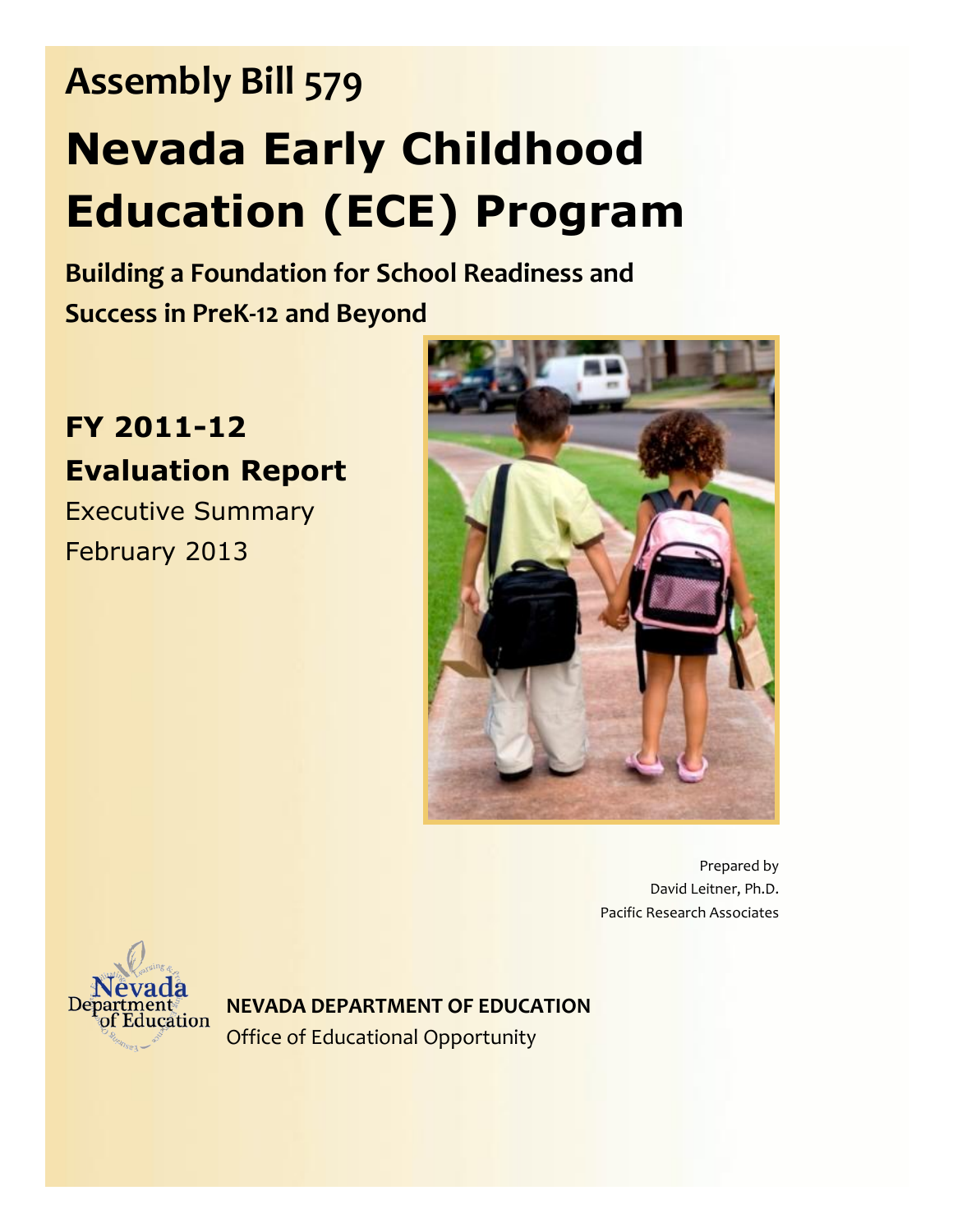## Assembly Bill 579

# Nevada Early Childhood Education (ECE) Program

**Building a Foundation for School Readiness and Success in PreK-12 and Beyond**

**FY 2011-12**
**Evaluation Report**
Executive Summary
February 2013

Prepared by
David Leitner, Ph.D.
Pacific Research Associates

**NEVADA DEPARTMENT OF EDUCATION**
Office of Educational Opportunity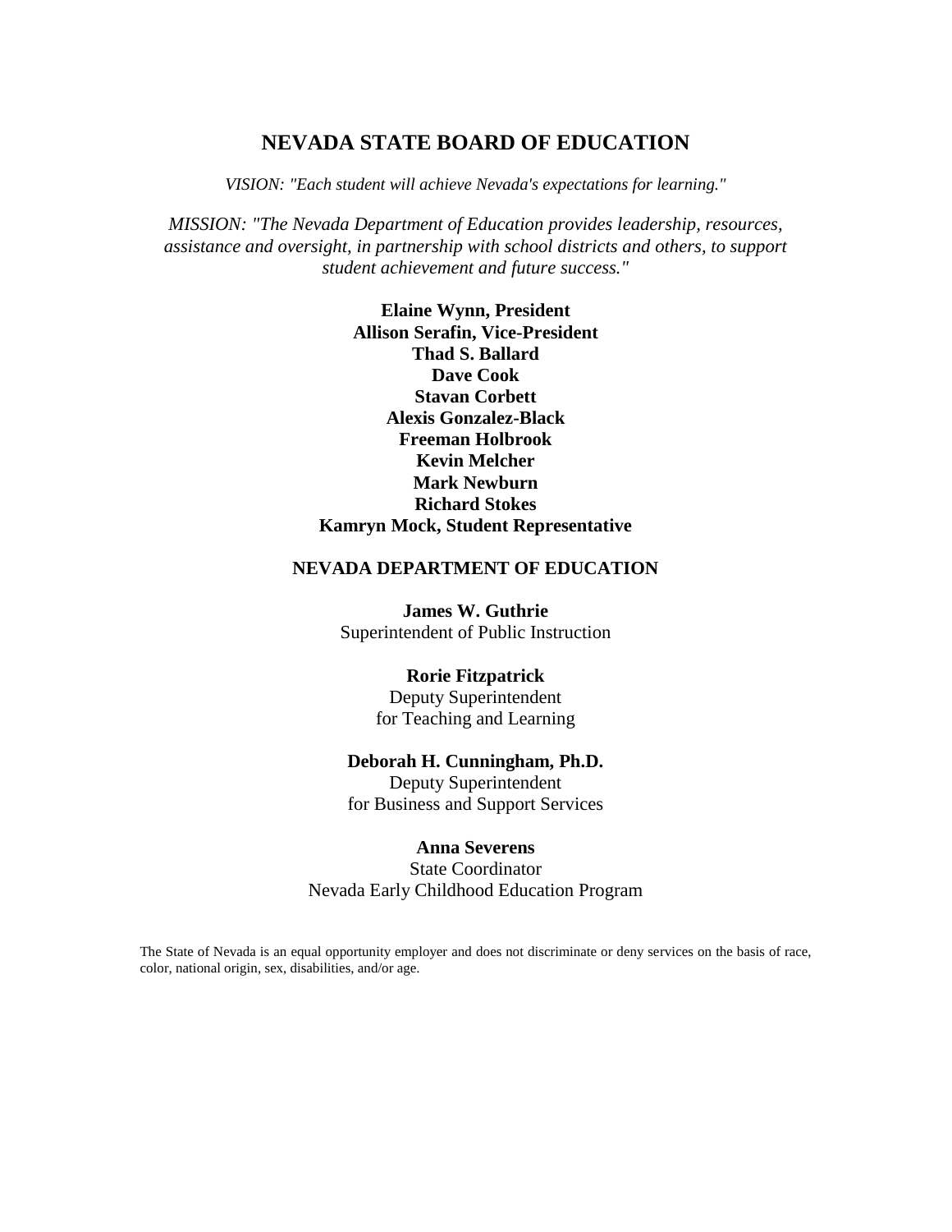# NEVADA STATE BOARD OF EDUCATION

*VISION: "Each student will achieve Nevada's expectations for learning."*

*MISSION: "The Nevada Department of Education provides leadership, resources, assistance and oversight, in partnership with school districts and others, to support student achievement and future success."*

**Elaine Wynn, President**
**Allison Serafin, Vice-President**
**Thad S. Ballard**
**Dave Cook**
**Stavan Corbett**
**Alexis Gonzalez-Black**
**Freeman Holbrook**
**Kevin Melcher**
**Mark Newburn**
**Richard Stokes**
**Kamryn Mock, Student Representative**

## NEVADA DEPARTMENT OF EDUCATION

**James W. Guthrie**
Superintendent of Public Instruction

**Rorie Fitzpatrick**
Deputy Superintendent
for Teaching and Learning

**Deborah H. Cunningham, Ph.D.**
Deputy Superintendent
for Business and Support Services

**Anna Severens**
State Coordinator
Nevada Early Childhood Education Program

The State of Nevada is an equal opportunity employer and does not discriminate or deny services on the basis of race, color, national origin, sex, disabilities, and/or age.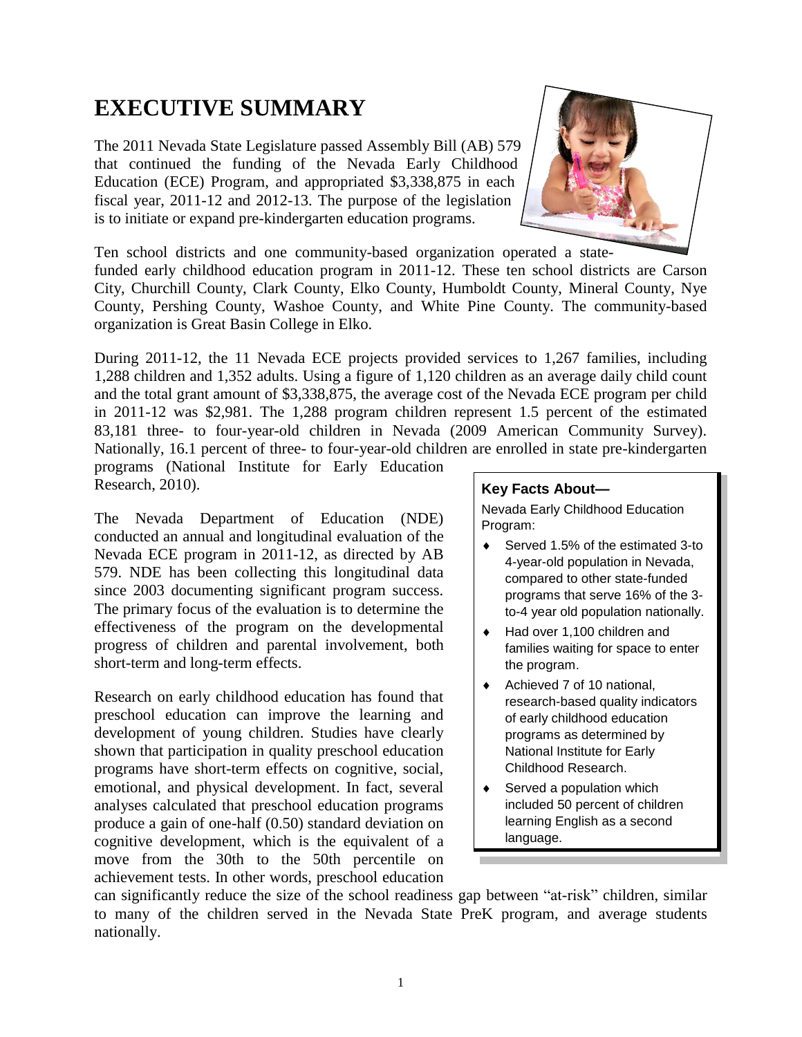# EXECUTIVE SUMMARY

The 2011 Nevada State Legislature passed Assembly Bill (AB) 579 that continued the funding of the Nevada Early Childhood Education (ECE) Program, and appropriated $3,338,875 in each fiscal year, 2011-12 and 2012-13. The purpose of the legislation is to initiate or expand pre-kindergarten education programs.

Ten school districts and one community-based organization operated a state-funded early childhood education program in 2011-12. These ten school districts are Carson City, Churchill County, Clark County, Elko County, Humboldt County, Mineral County, Nye County, Pershing County, Washoe County, and White Pine County. The community-based organization is Great Basin College in Elko.

During 2011-12, the 11 Nevada ECE projects provided services to 1,267 families, including 1,288 children and 1,352 adults. Using a figure of 1,120 children as an average daily child count and the total grant amount of $3,338,875, the average cost of the Nevada ECE program per child in 2011-12 was $2,981. The 1,288 program children represent 1.5 percent of the estimated 83,181 three- to four-year-old children in Nevada (2009 American Community Survey). Nationally, 16.1 percent of three- to four-year-old children are enrolled in state pre-kindergarten programs (National Institute for Early Education Research, 2010).

> **Key Facts About—**
>
> Nevada Early Childhood Education Program:
>
> - Served 1.5% of the estimated 3-to 4-year-old population in Nevada, compared to other state-funded programs that serve 16% of the 3-to-4 year old population nationally.
> - Had over 1,100 children and families waiting for space to enter the program.
> - Achieved 7 of 10 national, research-based quality indicators of early childhood education programs as determined by National Institute for Early Childhood Research.
> - Served a population which included 50 percent of children learning English as a second language.

The Nevada Department of Education (NDE) conducted an annual and longitudinal evaluation of the Nevada ECE program in 2011-12, as directed by AB 579. NDE has been collecting this longitudinal data since 2003 documenting significant program success. The primary focus of the evaluation is to determine the effectiveness of the program on the developmental progress of children and parental involvement, both short-term and long-term effects.

Research on early childhood education has found that preschool education can improve the learning and development of young children. Studies have clearly shown that participation in quality preschool education programs have short-term effects on cognitive, social, emotional, and physical development. In fact, several analyses calculated that preschool education programs produce a gain of one-half (0.50) standard deviation on cognitive development, which is the equivalent of a move from the 30th to the 50th percentile on achievement tests. In other words, preschool education can significantly reduce the size of the school readiness gap between "at-risk" children, similar to many of the children served in the Nevada State PreK program, and average students nationally.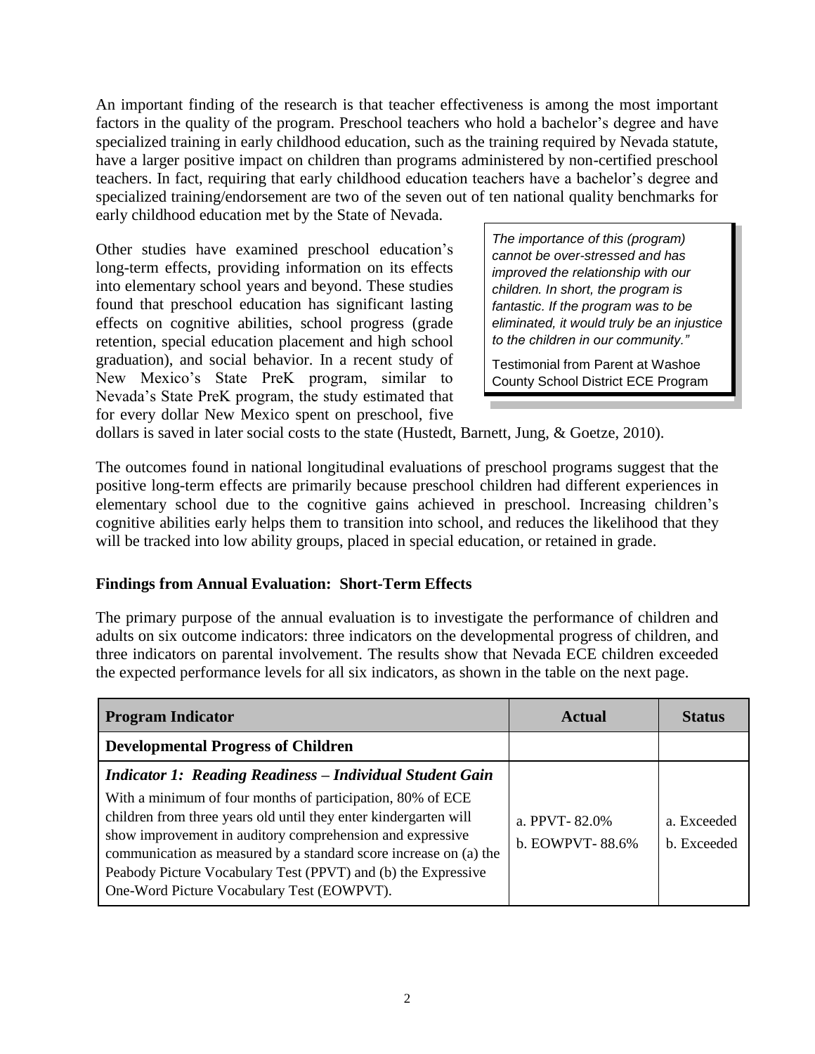An important finding of the research is that teacher effectiveness is among the most important factors in the quality of the program. Preschool teachers who hold a bachelor's degree and have specialized training in early childhood education, such as the training required by Nevada statute, have a larger positive impact on children than programs administered by non-certified preschool teachers. In fact, requiring that early childhood education teachers have a bachelor's degree and specialized training/endorsement are two of the seven out of ten national quality benchmarks for early childhood education met by the State of Nevada.

Other studies have examined preschool education's long-term effects, providing information on its effects into elementary school years and beyond. These studies found that preschool education has significant lasting effects on cognitive abilities, school progress (grade retention, special education placement and high school graduation), and social behavior. In a recent study of New Mexico's State PreK program, similar to Nevada's State PreK program, the study estimated that for every dollar New Mexico spent on preschool, five dollars is saved in later social costs to the state (Hustedt, Barnett, Jung, & Goetze, 2010).

> *The importance of this (program) cannot be over-stressed and has improved the relationship with our children. In short, the program is fantastic. If the program was to be eliminated, it would truly be an injustice to the children in our community."*
>
> Testimonial from Parent at Washoe County School District ECE Program

The outcomes found in national longitudinal evaluations of preschool programs suggest that the positive long-term effects are primarily because preschool children had different experiences in elementary school due to the cognitive gains achieved in preschool. Increasing children's cognitive abilities early helps them to transition into school, and reduces the likelihood that they will be tracked into low ability groups, placed in special education, or retained in grade.

### Findings from Annual Evaluation: Short-Term Effects

The primary purpose of the annual evaluation is to investigate the performance of children and adults on six outcome indicators: three indicators on the developmental progress of children, and three indicators on parental involvement. The results show that Nevada ECE children exceeded the expected performance levels for all six indicators, as shown in the table on the next page.

| Program Indicator | Actual | Status |
|---|---|---|
| **Developmental Progress of Children** | | |
| ***Indicator 1: Reading Readiness – Individual Student Gain*** With a minimum of four months of participation, 80% of ECE children from three years old until they enter kindergarten will show improvement in auditory comprehension and expressive communication as measured by a standard score increase on (a) the Peabody Picture Vocabulary Test (PPVT) and (b) the Expressive One-Word Picture Vocabulary Test (EOWPVT). | a. PPVT- 82.0%<br>b. EOWPVT- 88.6% | a. Exceeded<br>b. Exceeded |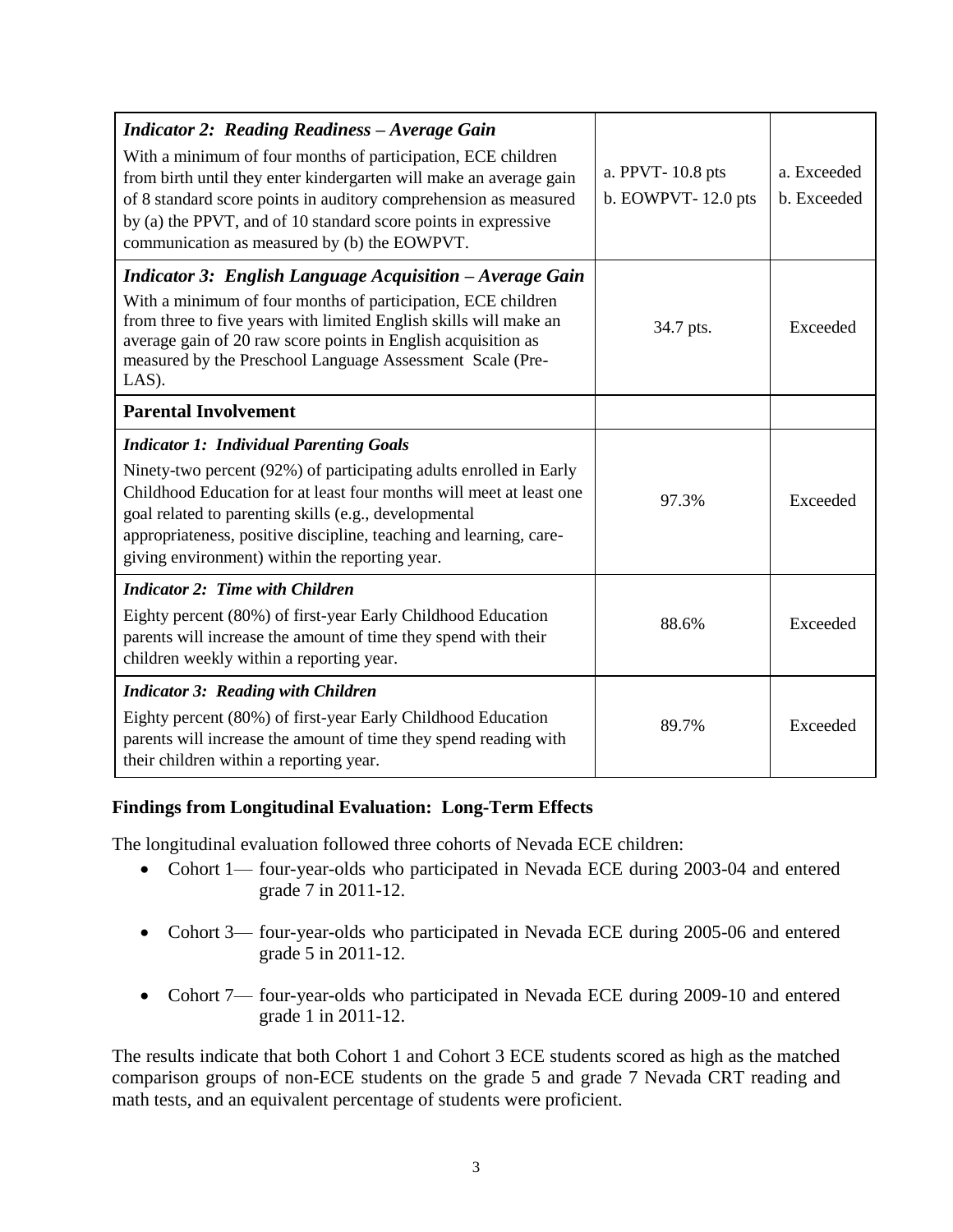| | | |
|---|---|---|
| ***Indicator 2: Reading Readiness – Average Gain*** With a minimum of four months of participation, ECE children from birth until they enter kindergarten will make an average gain of 8 standard score points in auditory comprehension as measured by (a) the PPVT, and of 10 standard score points in expressive communication as measured by (b) the EOWPVT. | a. PPVT- 10.8 pts<br>b. EOWPVT- 12.0 pts | a. Exceeded<br>b. Exceeded |
| ***Indicator 3: English Language Acquisition – Average Gain*** With a minimum of four months of participation, ECE children from three to five years with limited English skills will make an average gain of 20 raw score points in English acquisition as measured by the Preschool Language Assessment Scale (Pre-LAS). | 34.7 pts. | Exceeded |
| **Parental Involvement** | | |
| ***Indicator 1: Individual Parenting Goals*** Ninety-two percent (92%) of participating adults enrolled in Early Childhood Education for at least four months will meet at least one goal related to parenting skills (e.g., developmental appropriateness, positive discipline, teaching and learning, care-giving environment) within the reporting year. | 97.3% | Exceeded |
| ***Indicator 2: Time with Children*** Eighty percent (80%) of first-year Early Childhood Education parents will increase the amount of time they spend with their children weekly within a reporting year. | 88.6% | Exceeded |
| ***Indicator 3: Reading with Children*** Eighty percent (80%) of first-year Early Childhood Education parents will increase the amount of time they spend reading with their children within a reporting year. | 89.7% | Exceeded |

**Findings from Longitudinal Evaluation: Long-Term Effects**

The longitudinal evaluation followed three cohorts of Nevada ECE children:

- Cohort 1— four-year-olds who participated in Nevada ECE during 2003-04 and entered grade 7 in 2011-12.
- Cohort 3— four-year-olds who participated in Nevada ECE during 2005-06 and entered grade 5 in 2011-12.
- Cohort 7— four-year-olds who participated in Nevada ECE during 2009-10 and entered grade 1 in 2011-12.

The results indicate that both Cohort 1 and Cohort 3 ECE students scored as high as the matched comparison groups of non-ECE students on the grade 5 and grade 7 Nevada CRT reading and math tests, and an equivalent percentage of students were proficient.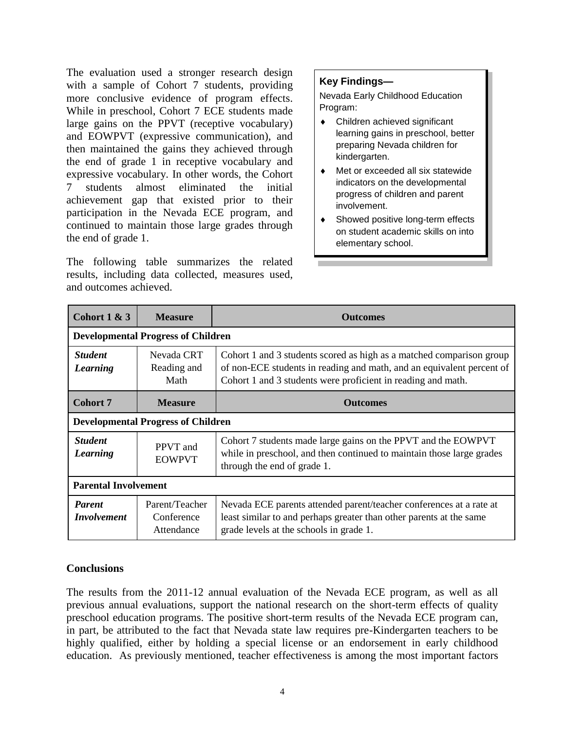The evaluation used a stronger research design with a sample of Cohort 7 students, providing more conclusive evidence of program effects. While in preschool, Cohort 7 ECE students made large gains on the PPVT (receptive vocabulary) and EOWPVT (expressive communication), and then maintained the gains they achieved through the end of grade 1 in receptive vocabulary and expressive vocabulary. In other words, the Cohort 7 students almost eliminated the initial achievement gap that existed prior to their participation in the Nevada ECE program, and continued to maintain those large grades through the end of grade 1.

> **Key Findings—**
>
> Nevada Early Childhood Education Program:
>
> - Children achieved significant learning gains in preschool, better preparing Nevada children for kindergarten.
> - Met or exceeded all six statewide indicators on the developmental progress of children and parent involvement.
> - Showed positive long-term effects on student academic skills on into elementary school.

The following table summarizes the related results, including data collected, measures used, and outcomes achieved.

| **Cohort 1 & 3** | **Measure** | **Outcomes** |
|---|---|---|
| **Developmental Progress of Children** | | |
| ***Student Learning*** | Nevada CRT Reading and Math | Cohort 1 and 3 students scored as high as a matched comparison group of non-ECE students in reading and math, and an equivalent percent of Cohort 1 and 3 students were proficient in reading and math. |
| **Cohort 7** | **Measure** | **Outcomes** |
| **Developmental Progress of Children** | | |
| ***Student Learning*** | PPVT and EOWPVT | Cohort 7 students made large gains on the PPVT and the EOWPVT while in preschool, and then continued to maintain those large grades through the end of grade 1. |
| **Parental Involvement** | | |
| ***Parent Involvement*** | Parent/Teacher Conference Attendance | Nevada ECE parents attended parent/teacher conferences at a rate at least similar to and perhaps greater than other parents at the same grade levels at the schools in grade 1. |

### Conclusions

The results from the 2011-12 annual evaluation of the Nevada ECE program, as well as all previous annual evaluations, support the national research on the short-term effects of quality preschool education programs. The positive short-term results of the Nevada ECE program can, in part, be attributed to the fact that Nevada state law requires pre-Kindergarten teachers to be highly qualified, either by holding a special license or an endorsement in early childhood education. As previously mentioned, teacher effectiveness is among the most important factors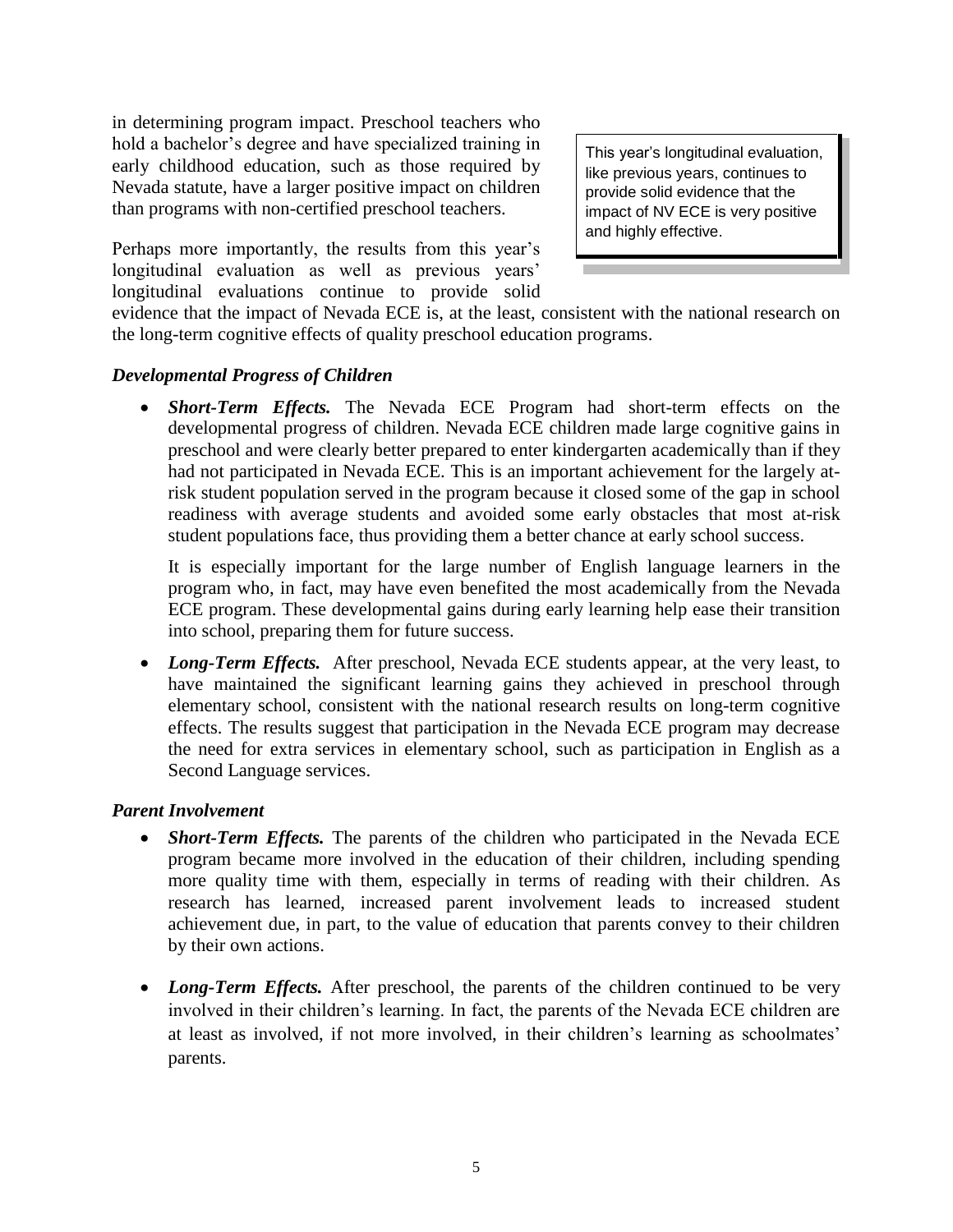in determining program impact. Preschool teachers who hold a bachelor's degree and have specialized training in early childhood education, such as those required by Nevada statute, have a larger positive impact on children than programs with non-certified preschool teachers.

> This year's longitudinal evaluation, like previous years, continues to provide solid evidence that the impact of NV ECE is very positive and highly effective.

Perhaps more importantly, the results from this year's longitudinal evaluation as well as previous years' longitudinal evaluations continue to provide solid evidence that the impact of Nevada ECE is, at the least, consistent with the national research on the long-term cognitive effects of quality preschool education programs.

### *Developmental Progress of Children*

- ***Short-Term Effects.*** The Nevada ECE Program had short-term effects on the developmental progress of children. Nevada ECE children made large cognitive gains in preschool and were clearly better prepared to enter kindergarten academically than if they had not participated in Nevada ECE. This is an important achievement for the largely at-risk student population served in the program because it closed some of the gap in school readiness with average students and avoided some early obstacles that most at-risk student populations face, thus providing them a better chance at early school success.

  It is especially important for the large number of English language learners in the program who, in fact, may have even benefited the most academically from the Nevada ECE program. These developmental gains during early learning help ease their transition into school, preparing them for future success.

- ***Long-Term Effects.*** After preschool, Nevada ECE students appear, at the very least, to have maintained the significant learning gains they achieved in preschool through elementary school, consistent with the national research results on long-term cognitive effects. The results suggest that participation in the Nevada ECE program may decrease the need for extra services in elementary school, such as participation in English as a Second Language services.

### *Parent Involvement*

- ***Short-Term Effects.*** The parents of the children who participated in the Nevada ECE program became more involved in the education of their children, including spending more quality time with them, especially in terms of reading with their children. As research has learned, increased parent involvement leads to increased student achievement due, in part, to the value of education that parents convey to their children by their own actions.

- ***Long-Term Effects.*** After preschool, the parents of the children continued to be very involved in their children's learning. In fact, the parents of the Nevada ECE children are at least as involved, if not more involved, in their children's learning as schoolmates' parents.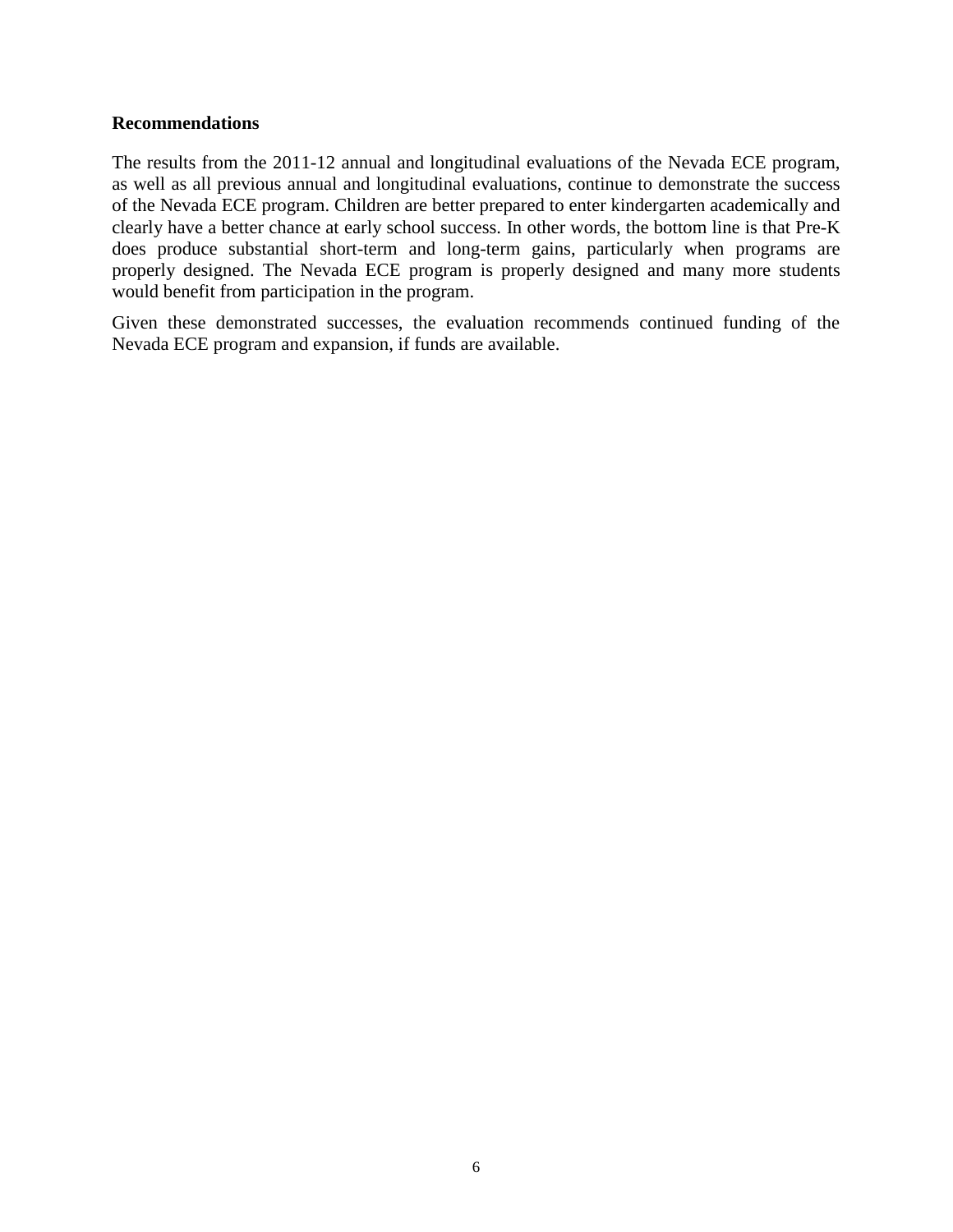## Recommendations

The results from the 2011-12 annual and longitudinal evaluations of the Nevada ECE program, as well as all previous annual and longitudinal evaluations, continue to demonstrate the success of the Nevada ECE program. Children are better prepared to enter kindergarten academically and clearly have a better chance at early school success. In other words, the bottom line is that Pre-K does produce substantial short-term and long-term gains, particularly when programs are properly designed. The Nevada ECE program is properly designed and many more students would benefit from participation in the program.

Given these demonstrated successes, the evaluation recommends continued funding of the Nevada ECE program and expansion, if funds are available.